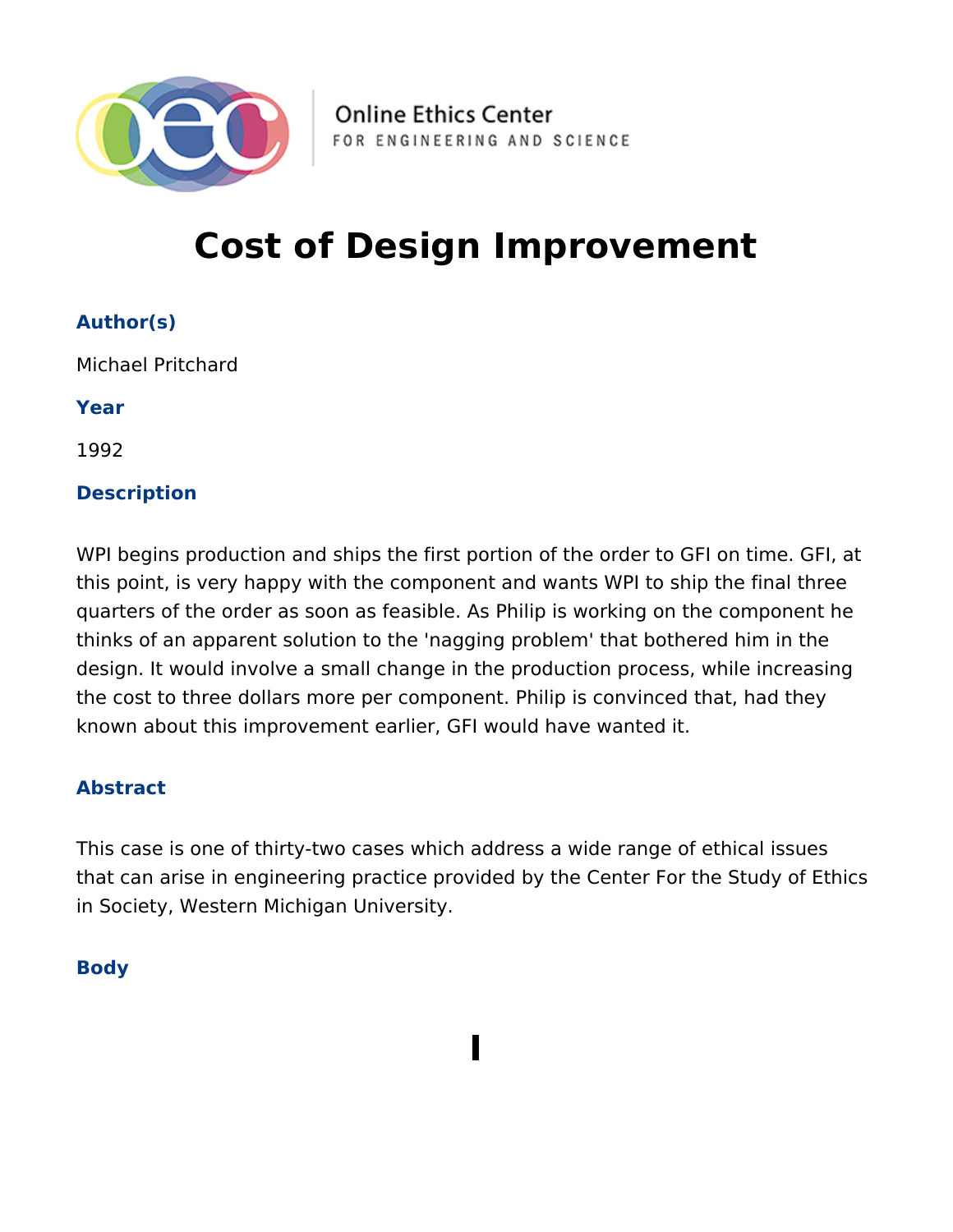Online Ethics Center
FOR ENGINEERING AND SCIENCE

# Cost of Design Improvement

### Author(s)

Michael Pritchard

### Year

1992

### Description

WPI begins production and ships the first portion of the order to GFI on time. GFI, at this point, is very happy with the component and wants WPI to ship the final three quarters of the order as soon as feasible. As Philip is working on the component he thinks of an apparent solution to the 'nagging problem' that bothered him in the design. It would involve a small change in the production process, while increasing the cost to three dollars more per component. Philip is convinced that, had they known about this improvement earlier, GFI would have wanted it.

### Abstract

This case is one of thirty-two cases which address a wide range of ethical issues that can arise in engineering practice provided by the Center For the Study of Ethics in Society, Western Michigan University.

### Body

# I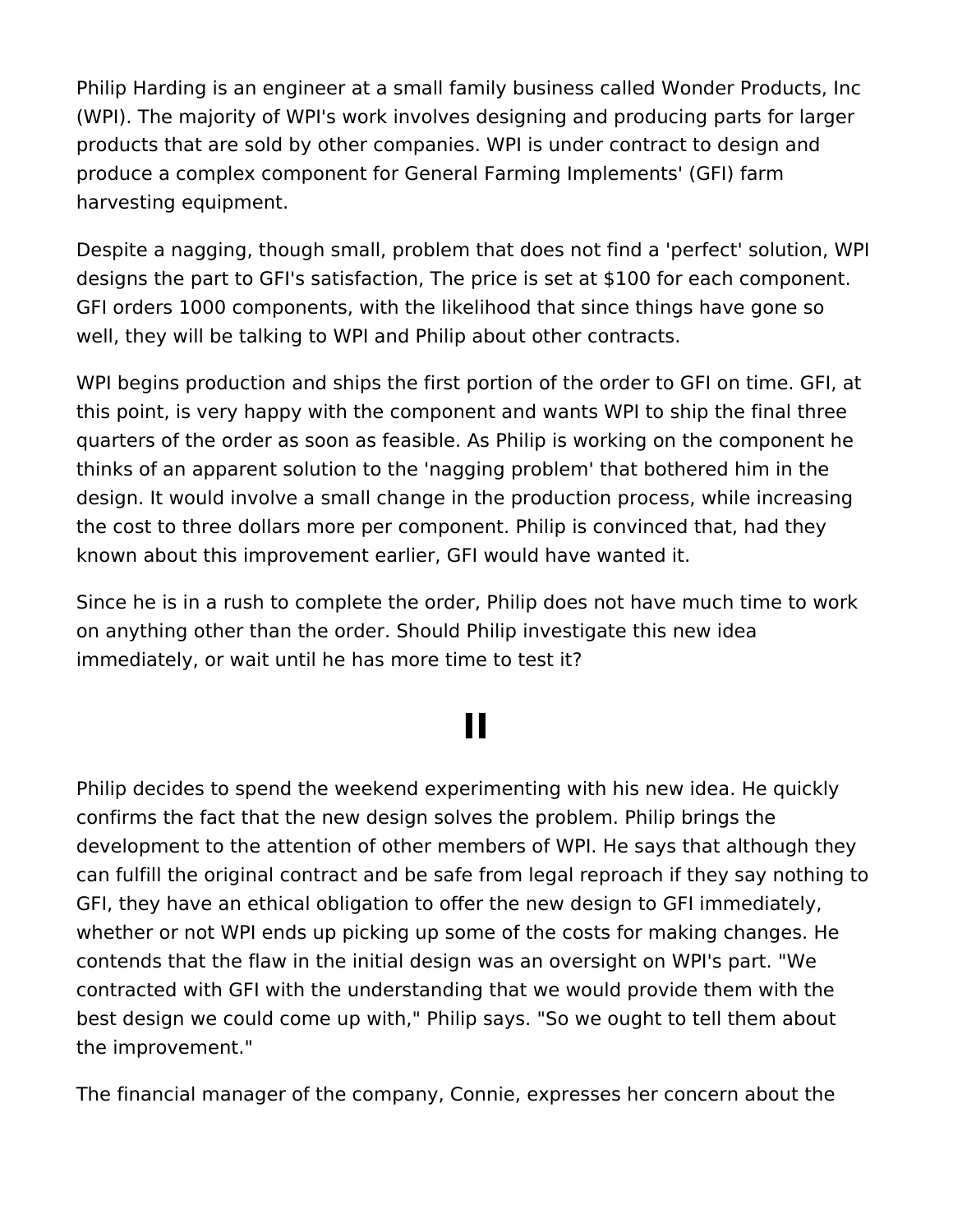Philip Harding is an engineer at a small family business called Wonder Products, Inc (WPI). The majority of WPI's work involves designing and producing parts for larger products that are sold by other companies. WPI is under contract to design and produce a complex component for General Farming Implements' (GFI) farm harvesting equipment.

Despite a nagging, though small, problem that does not find a 'perfect' solution, WPI designs the part to GFI's satisfaction, The price is set at $100 for each component. GFI orders 1000 components, with the likelihood that since things have gone so well, they will be talking to WPI and Philip about other contracts.

WPI begins production and ships the first portion of the order to GFI on time. GFI, at this point, is very happy with the component and wants WPI to ship the final three quarters of the order as soon as feasible. As Philip is working on the component he thinks of an apparent solution to the 'nagging problem' that bothered him in the design. It would involve a small change in the production process, while increasing the cost to three dollars more per component. Philip is convinced that, had they known about this improvement earlier, GFI would have wanted it.

Since he is in a rush to complete the order, Philip does not have much time to work on anything other than the order. Should Philip investigate this new idea immediately, or wait until he has more time to test it?

# II

Philip decides to spend the weekend experimenting with his new idea. He quickly confirms the fact that the new design solves the problem. Philip brings the development to the attention of other members of WPI. He says that although they can fulfill the original contract and be safe from legal reproach if they say nothing to GFI, they have an ethical obligation to offer the new design to GFI immediately, whether or not WPI ends up picking up some of the costs for making changes. He contends that the flaw in the initial design was an oversight on WPI's part. "We contracted with GFI with the understanding that we would provide them with the best design we could come up with," Philip says. "So we ought to tell them about the improvement."

The financial manager of the company, Connie, expresses her concern about the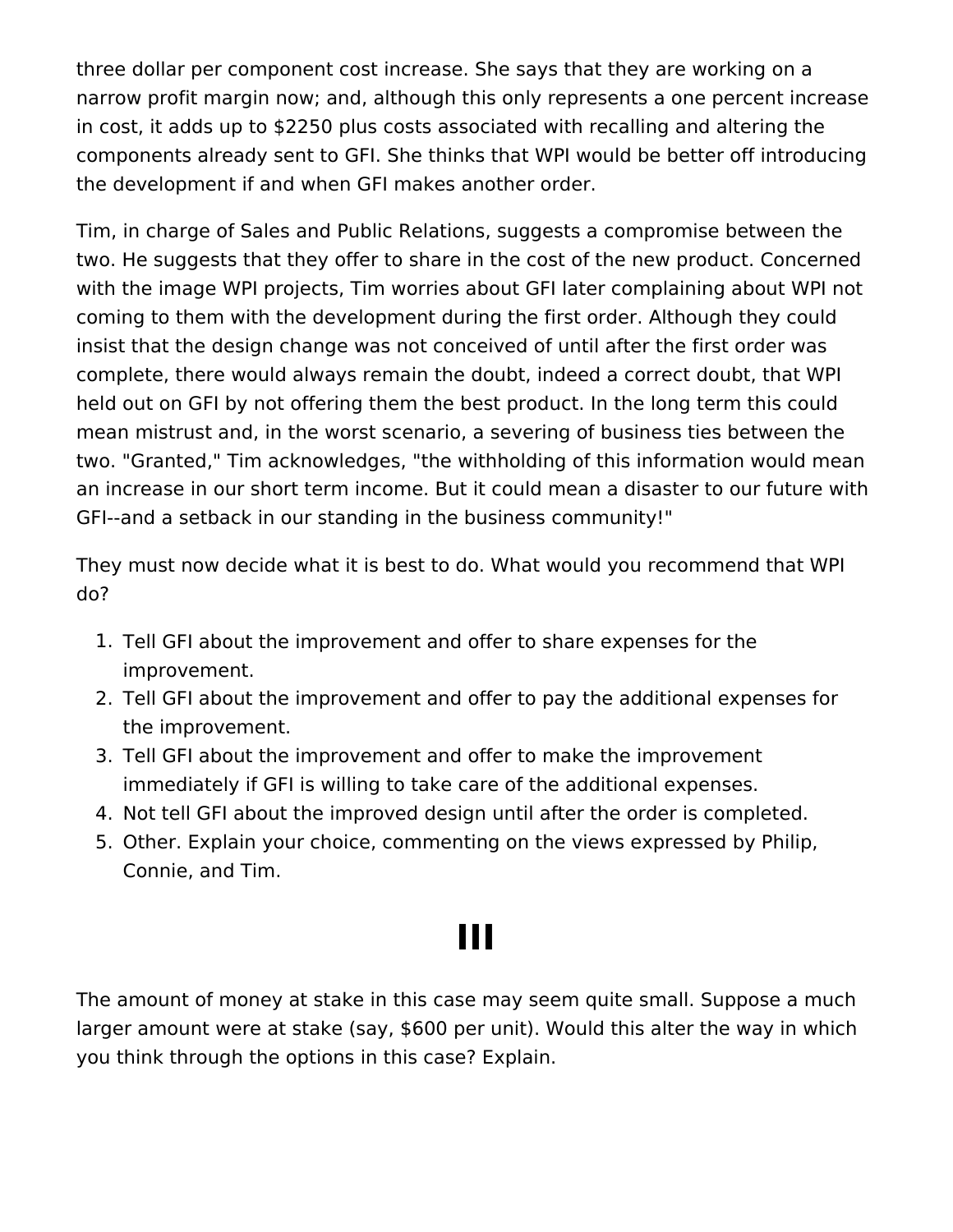three dollar per component cost increase. She says that they are working on a narrow profit margin now; and, although this only represents a one percent increase in cost, it adds up to $2250 plus costs associated with recalling and altering the components already sent to GFI. She thinks that WPI would be better off introducing the development if and when GFI makes another order.

Tim, in charge of Sales and Public Relations, suggests a compromise between the two. He suggests that they offer to share in the cost of the new product. Concerned with the image WPI projects, Tim worries about GFI later complaining about WPI not coming to them with the development during the first order. Although they could insist that the design change was not conceived of until after the first order was complete, there would always remain the doubt, indeed a correct doubt, that WPI held out on GFI by not offering them the best product. In the long term this could mean mistrust and, in the worst scenario, a severing of business ties between the two. "Granted," Tim acknowledges, "the withholding of this information would mean an increase in our short term income. But it could mean a disaster to our future with GFI--and a setback in our standing in the business community!"

They must now decide what it is best to do. What would you recommend that WPI do?

1. Tell GFI about the improvement and offer to share expenses for the improvement.
2. Tell GFI about the improvement and offer to pay the additional expenses for the improvement.
3. Tell GFI about the improvement and offer to make the improvement immediately if GFI is willing to take care of the additional expenses.
4. Not tell GFI about the improved design until after the order is completed.
5. Other. Explain your choice, commenting on the views expressed by Philip, Connie, and Tim.

# III

The amount of money at stake in this case may seem quite small. Suppose a much larger amount were at stake (say, $600 per unit). Would this alter the way in which you think through the options in this case? Explain.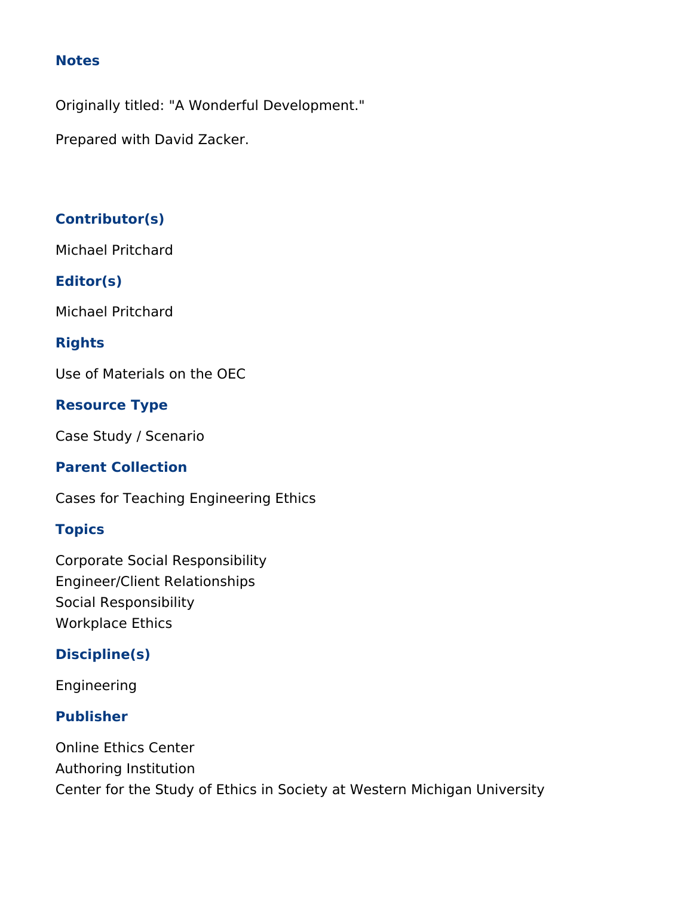### Notes

Originally titled: "A Wonderful Development."

Prepared with David Zacker.

### Contributor(s)

Michael Pritchard

### Editor(s)

Michael Pritchard

### Rights

Use of Materials on the OEC

### Resource Type

Case Study / Scenario

### Parent Collection

Cases for Teaching Engineering Ethics

### Topics

Corporate Social Responsibility
Engineer/Client Relationships
Social Responsibility
Workplace Ethics

### Discipline(s)

Engineering

### Publisher

Online Ethics Center
Authoring Institution
Center for the Study of Ethics in Society at Western Michigan University